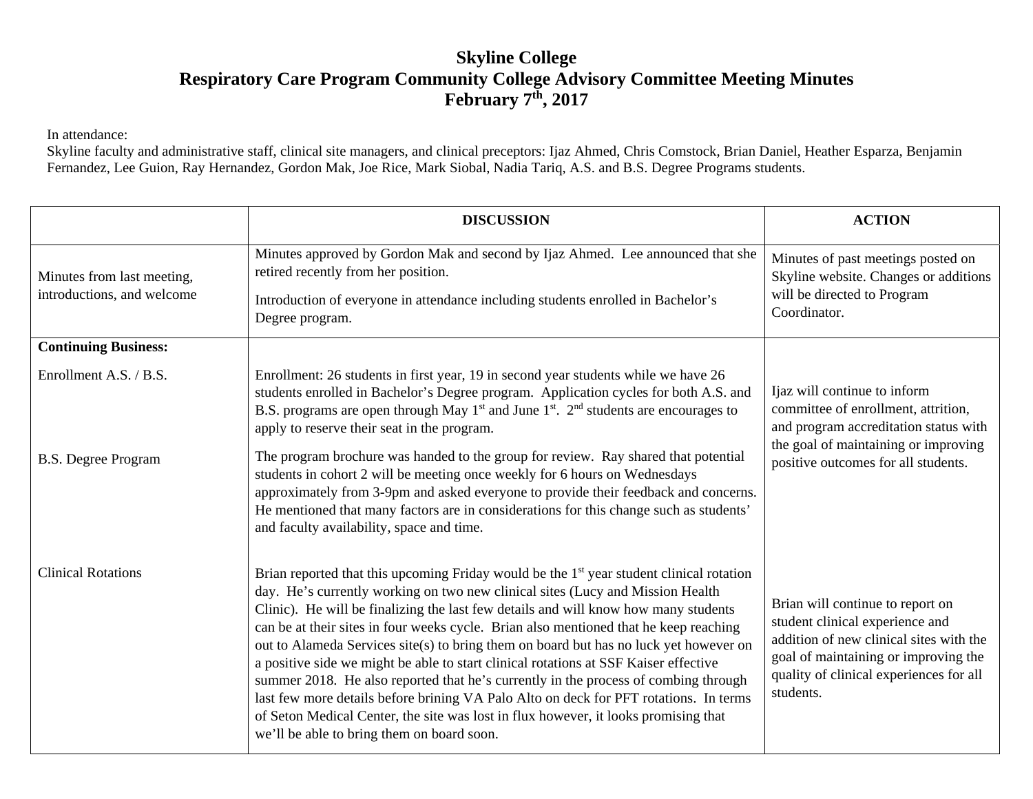# Skyline College
## Respiratory Care Program Community College Advisory Committee Meeting Minutes
## February 7th, 2017

In attendance:
Skyline faculty and administrative staff, clinical site managers, and clinical preceptors: Ijaz Ahmed, Chris Comstock, Brian Daniel, Heather Esparza, Benjamin Fernandez, Lee Guion, Ray Hernandez, Gordon Mak, Joe Rice, Mark Siobal, Nadia Tariq, A.S. and B.S. Degree Programs students.

| | DISCUSSION | ACTION |
|---|---|---|
| Minutes from last meeting, introductions, and welcome | Minutes approved by Gordon Mak and second by Ijaz Ahmed. Lee announced that she retired recently from her position.<br><br>Introduction of everyone in attendance including students enrolled in Bachelor's Degree program. | Minutes of past meetings posted on Skyline website. Changes or additions will be directed to Program Coordinator. |
| **Continuing Business:**<br><br>Enrollment A.S. / B.S.<br><br>B.S. Degree Program | Enrollment: 26 students in first year, 19 in second year students while we have 26 students enrolled in Bachelor's Degree program. Application cycles for both A.S. and B.S. programs are open through May 1st and June 1st. 2nd students are encourages to apply to reserve their seat in the program.<br><br>The program brochure was handed to the group for review. Ray shared that potential students in cohort 2 will be meeting once weekly for 6 hours on Wednesdays approximately from 3-9pm and asked everyone to provide their feedback and concerns. He mentioned that many factors are in considerations for this change such as students' and faculty availability, space and time. | Ijaz will continue to inform committee of enrollment, attrition, and program accreditation status with the goal of maintaining or improving positive outcomes for all students. |
| Clinical Rotations | Brian reported that this upcoming Friday would be the 1st year student clinical rotation day. He's currently working on two new clinical sites (Lucy and Mission Health Clinic). He will be finalizing the last few details and will know how many students can be at their sites in four weeks cycle. Brian also mentioned that he keep reaching out to Alameda Services site(s) to bring them on board but has no luck yet however on a positive side we might be able to start clinical rotations at SSF Kaiser effective summer 2018. He also reported that he's currently in the process of combing through last few more details before brining VA Palo Alto on deck for PFT rotations. In terms of Seton Medical Center, the site was lost in flux however, it looks promising that we'll be able to bring them on board soon. | Brian will continue to report on student clinical experience and addition of new clinical sites with the goal of maintaining or improving the quality of clinical experiences for all students. |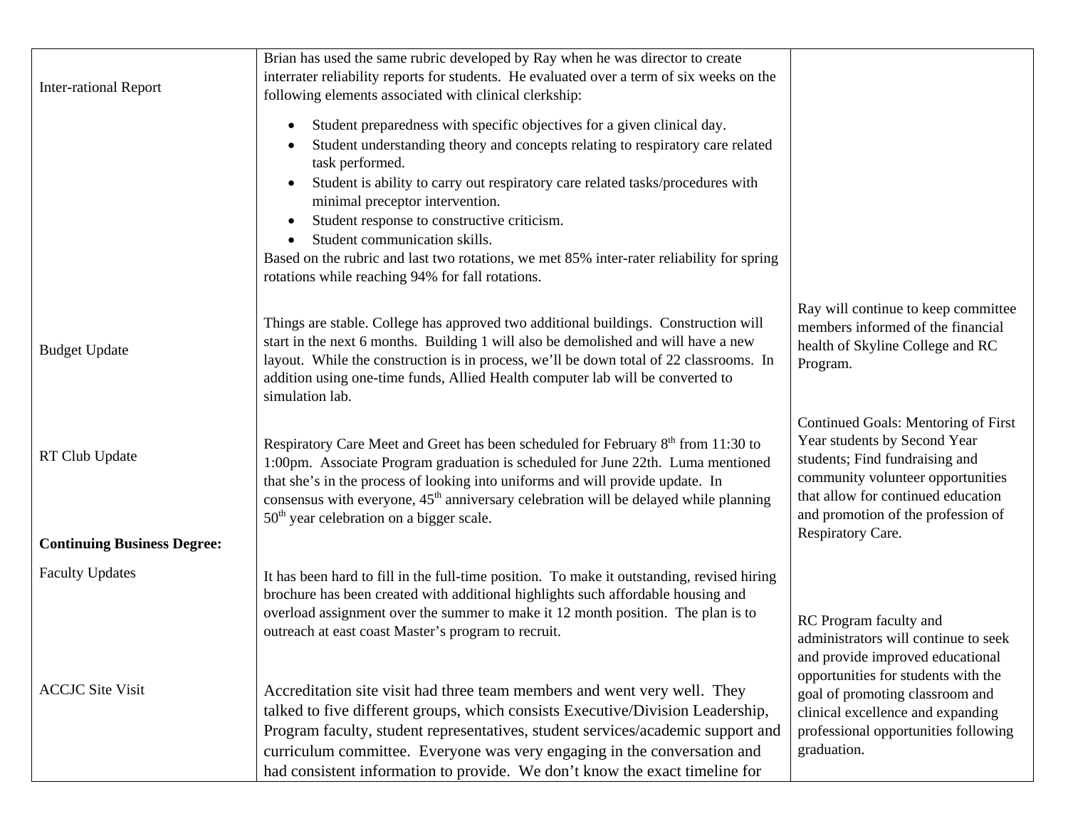| | | |
|---|---|---|
| Inter-rational Report | Brian has used the same rubric developed by Ray when he was director to create interrater reliability reports for students. He evaluated over a term of six weeks on the following elements associated with clinical clerkship:<br>• Student preparedness with specific objectives for a given clinical day.<br>• Student understanding theory and concepts relating to respiratory care related task performed.<br>• Student is ability to carry out respiratory care related tasks/procedures with minimal preceptor intervention.<br>• Student response to constructive criticism.<br>• Student communication skills.<br>Based on the rubric and last two rotations, we met 85% inter-rater reliability for spring rotations while reaching 94% for fall rotations. | |
| Budget Update | Things are stable. College has approved two additional buildings. Construction will start in the next 6 months. Building 1 will also be demolished and will have a new layout. While the construction is in process, we'll be down total of 22 classrooms. In addition using one-time funds, Allied Health computer lab will be converted to simulation lab. | Ray will continue to keep committee members informed of the financial health of Skyline College and RC Program. |
| RT Club Update | Respiratory Care Meet and Greet has been scheduled for February 8th from 11:30 to 1:00pm. Associate Program graduation is scheduled for June 22th. Luma mentioned that she's in the process of looking into uniforms and will provide update. In consensus with everyone, 45th anniversary celebration will be delayed while planning 50th year celebration on a bigger scale. | Continued Goals: Mentoring of First Year students by Second Year students; Find fundraising and community volunteer opportunities that allow for continued education and promotion of the profession of Respiratory Care. |
| **Continuing Business Degree:** | | |
| Faculty Updates | It has been hard to fill in the full-time position. To make it outstanding, revised hiring brochure has been created with additional highlights such affordable housing and overload assignment over the summer to make it 12 month position. The plan is to outreach at east coast Master's program to recruit. | RC Program faculty and administrators will continue to seek and provide improved educational opportunities for students with the goal of promoting classroom and clinical excellence and expanding professional opportunities following graduation. |
| ACCJC Site Visit | Accreditation site visit had three team members and went very well. They talked to five different groups, which consists Executive/Division Leadership, Program faculty, student representatives, student services/academic support and curriculum committee. Everyone was very engaging in the conversation and had consistent information to provide. We don't know the exact timeline for | |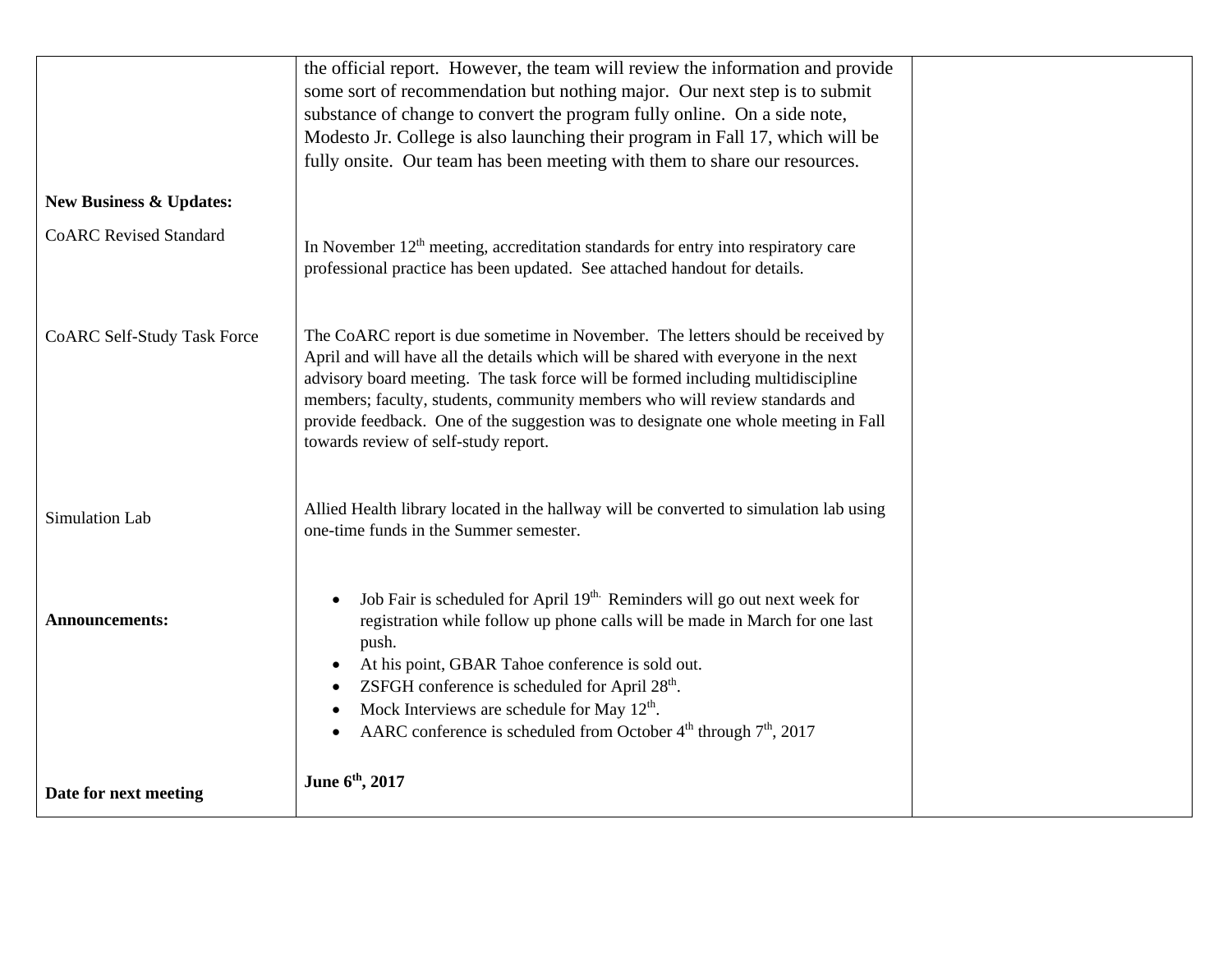| | | |
|---|---|---|
| | the official report. However, the team will review the information and provide some sort of recommendation but nothing major. Our next step is to submit substance of change to convert the program fully online. On a side note, Modesto Jr. College is also launching their program in Fall 17, which will be fully onsite. Our team has been meeting with them to share our resources. | |
| **New Business & Updates:** | | |
| CoARC Revised Standard | In November 12th meeting, accreditation standards for entry into respiratory care professional practice has been updated. See attached handout for details. | |
| CoARC Self-Study Task Force | The CoARC report is due sometime in November. The letters should be received by April and will have all the details which will be shared with everyone in the next advisory board meeting. The task force will be formed including multidiscipline members; faculty, students, community members who will review standards and provide feedback. One of the suggestion was to designate one whole meeting in Fall towards review of self-study report. | |
| Simulation Lab | Allied Health library located in the hallway will be converted to simulation lab using one-time funds in the Summer semester. | |
| **Announcements:** | • Job Fair is scheduled for April 19th. Reminders will go out next week for registration while follow up phone calls will be made in March for one last push.<br>• At his point, GBAR Tahoe conference is sold out.<br>• ZSFGH conference is scheduled for April 28th.<br>• Mock Interviews are schedule for May 12th.<br>• AARC conference is scheduled from October 4th through 7th, 2017 | |
| **Date for next meeting** | **June 6th, 2017** | |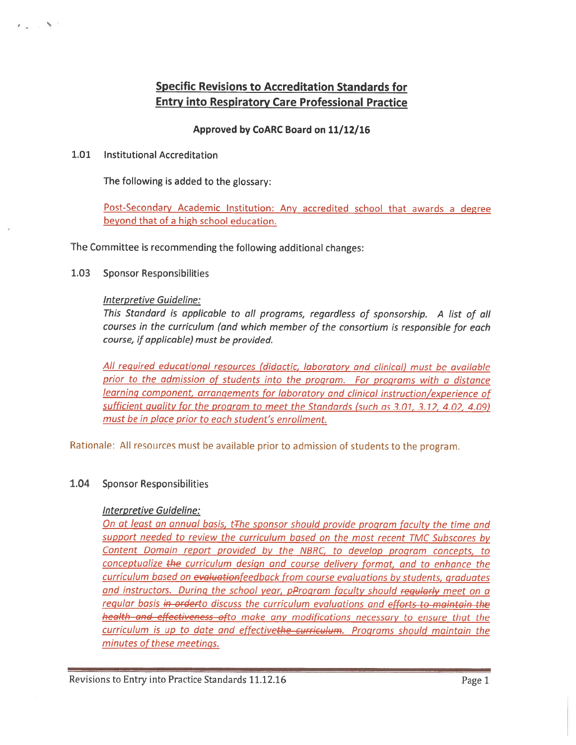# Specific Revisions to Accreditation Standards for Entry into Respiratory Care Professional Practice

**Approved by CoARC Board on 11/12/16**

1.01 Institutional Accreditation

The following is added to the glossary:

Post-Secondary Academic Institution: Any accredited school that awards a degree beyond that of a high school education.

The Committee is recommending the following additional changes:

1.03 Sponsor Responsibilities

*Interpretive Guideline:*

*This Standard is applicable to all programs, regardless of sponsorship. A list of all courses in the curriculum (and which member of the consortium is responsible for each course, if applicable) must be provided.*

*All required educational resources (didactic, laboratory and clinical) must be available prior to the admission of students into the program. For programs with a distance learning component, arrangements for laboratory and clinical instruction/experience of sufficient quality for the program to meet the Standards (such as 3.01, 3.12, 4.02, 4.09) must be in place prior to each student's enrollment.*

Rationale: All resources must be available prior to admission of students to the program.

1.04 Sponsor Responsibilities

*Interpretive Guideline:*

*On at least an annual basis, t~~T~~he sponsor should provide program faculty the time and support needed to review the curriculum based on the most recent TMC Subscores by Content Domain report provided by the NBRC, to develop program concepts, to conceptualize ~~the~~ curriculum design and course delivery format, and to enhance the curriculum based on ~~evaluation~~feedback from course evaluations by students, graduates and instructors. During the school year, p~~P~~rogram faculty should ~~regularly~~ meet on a regular basis ~~in order~~to discuss the curriculum evaluations and ~~efforts to maintain the health and effectiveness of~~to make any modifications necessary to ensure that the curriculum is up to date and effective~~the curriculum~~. Programs should maintain the minutes of these meetings.*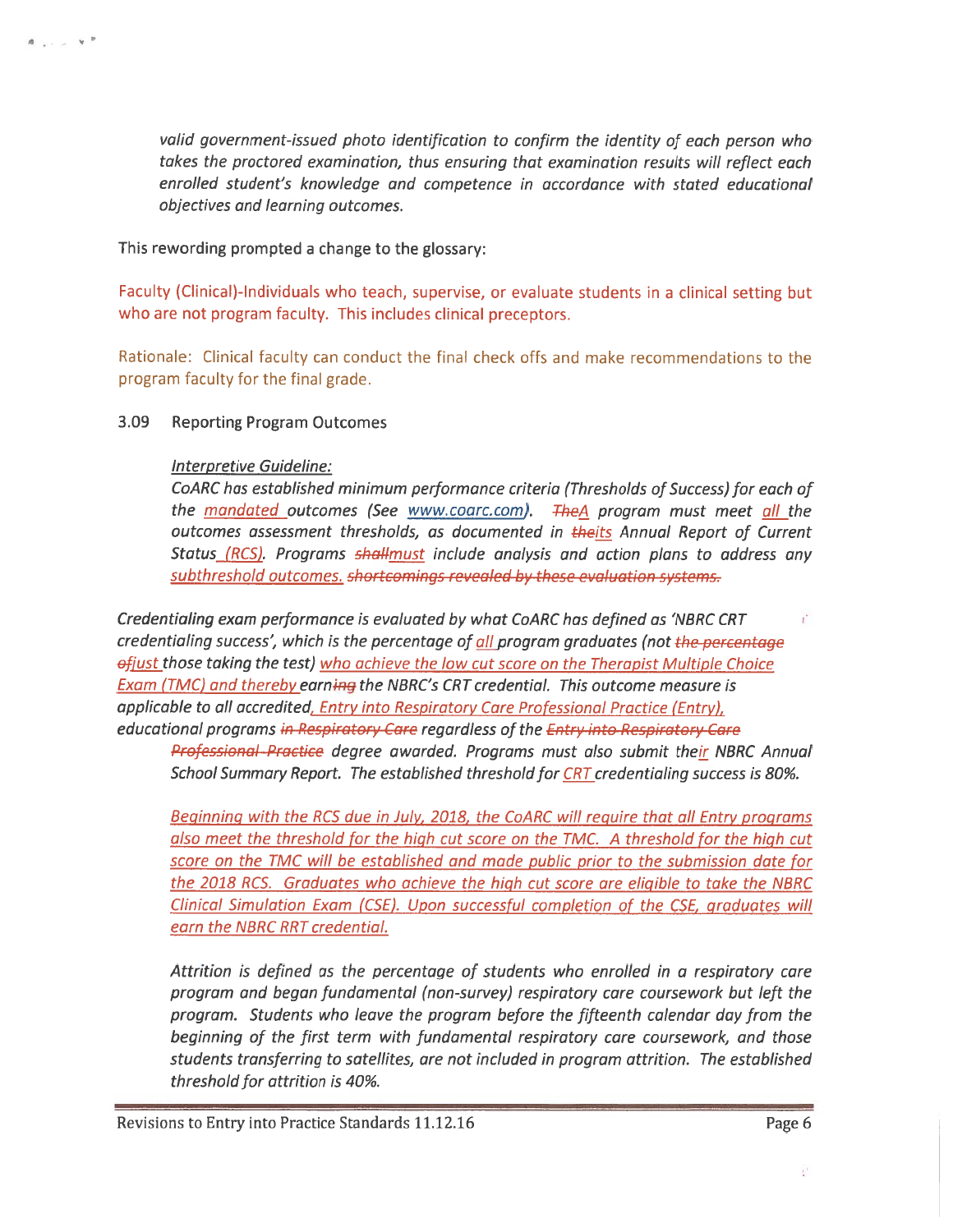*valid government-issued photo identification to confirm the identity of each person who takes the proctored examination, thus ensuring that examination results will reflect each enrolled student's knowledge and competence in accordance with stated educational objectives and learning outcomes.*

This rewording prompted a change to the glossary:

Faculty (Clinical)-Individuals who teach, supervise, or evaluate students in a clinical setting but who are not program faculty. This includes clinical preceptors.

Rationale: Clinical faculty can conduct the final check offs and make recommendations to the program faculty for the final grade.

3.09 Reporting Program Outcomes

*Interpretive Guideline:*
*CoARC has established minimum performance criteria (Thresholds of Success) for each of the mandated outcomes (See www.coarc.com). ~~The~~A program must meet all the outcomes assessment thresholds, as documented in ~~the~~its Annual Report of Current Status (RCS). Programs ~~shall~~must include analysis and action plans to address any subthreshold outcomes. ~~shortcomings revealed by these evaluation systems.~~*

*Credentialing exam performance is evaluated by what CoARC has defined as 'NBRC CRT credentialing success', which is the percentage of all program graduates (not ~~the percentage of~~just those taking the test) who achieve the low cut score on the Therapist Multiple Choice Exam (TMC) and thereby earn~~ing~~ the NBRC's CRT credential. This outcome measure is applicable to all accredited, Entry into Respiratory Care Professional Practice (Entry), educational programs ~~in Respiratory Care~~ regardless of the ~~Entry into Respiratory Care Professional Practice~~ degree awarded. Programs must also submit their NBRC Annual School Summary Report. The established threshold for CRT credentialing success is 80%.*

*Beginning with the RCS due in July, 2018, the CoARC will require that all Entry programs also meet the threshold for the high cut score on the TMC. A threshold for the high cut score on the TMC will be established and made public prior to the submission date for the 2018 RCS. Graduates who achieve the high cut score are eligible to take the NBRC Clinical Simulation Exam (CSE). Upon successful completion of the CSE, graduates will earn the NBRC RRT credential.*

*Attrition is defined as the percentage of students who enrolled in a respiratory care program and began fundamental (non-survey) respiratory care coursework but left the program. Students who leave the program before the fifteenth calendar day from the beginning of the first term with fundamental respiratory care coursework, and those students transferring to satellites, are not included in program attrition. The established threshold for attrition is 40%.*